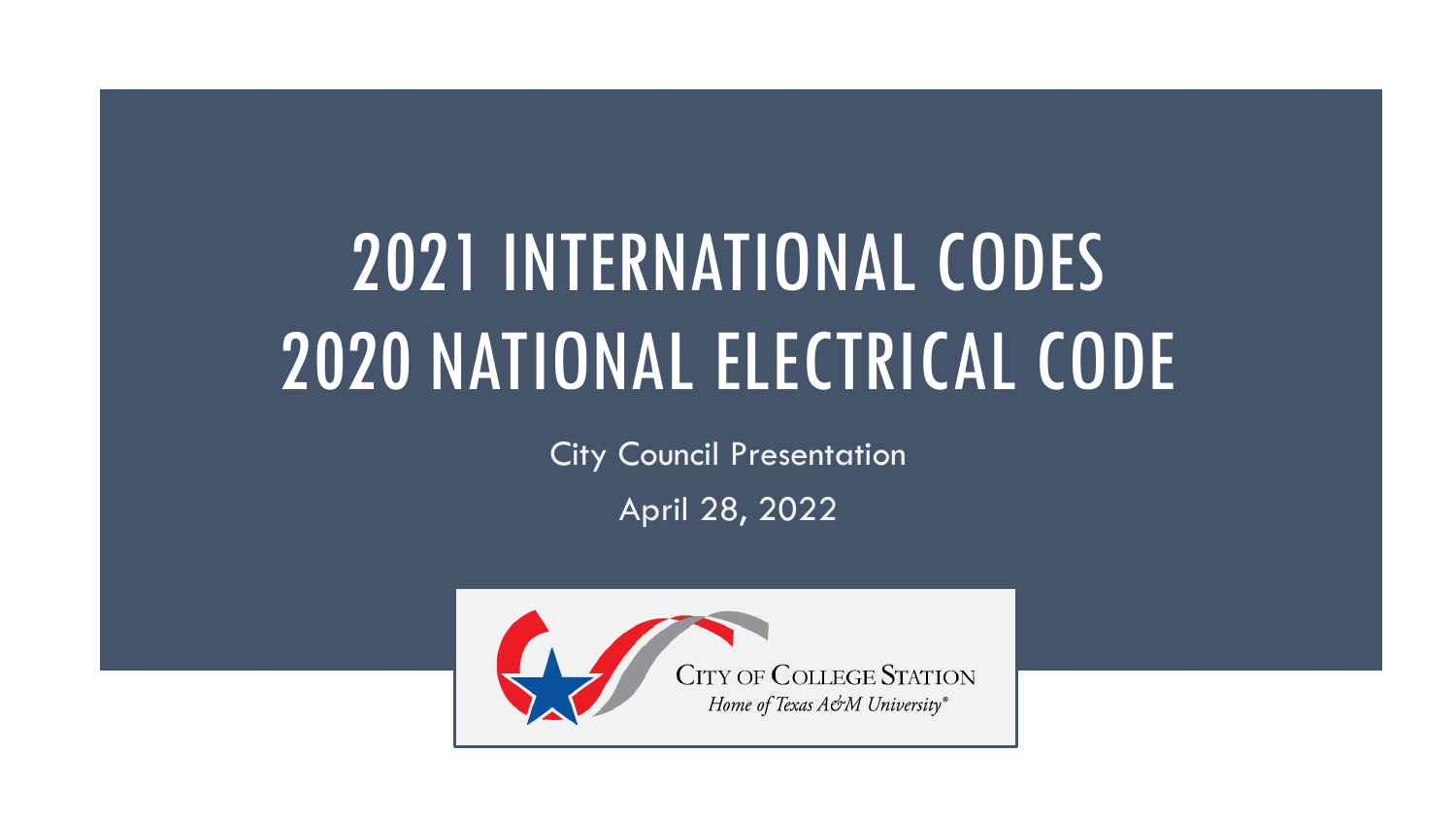# 2021 INTERNATIONAL CODES 2020 NATIONAL ELECTRICAL CODE

City Council Presentation

April 28, 2022

CITY OF COLLEGE STATION

*Home of Texas A&M University®*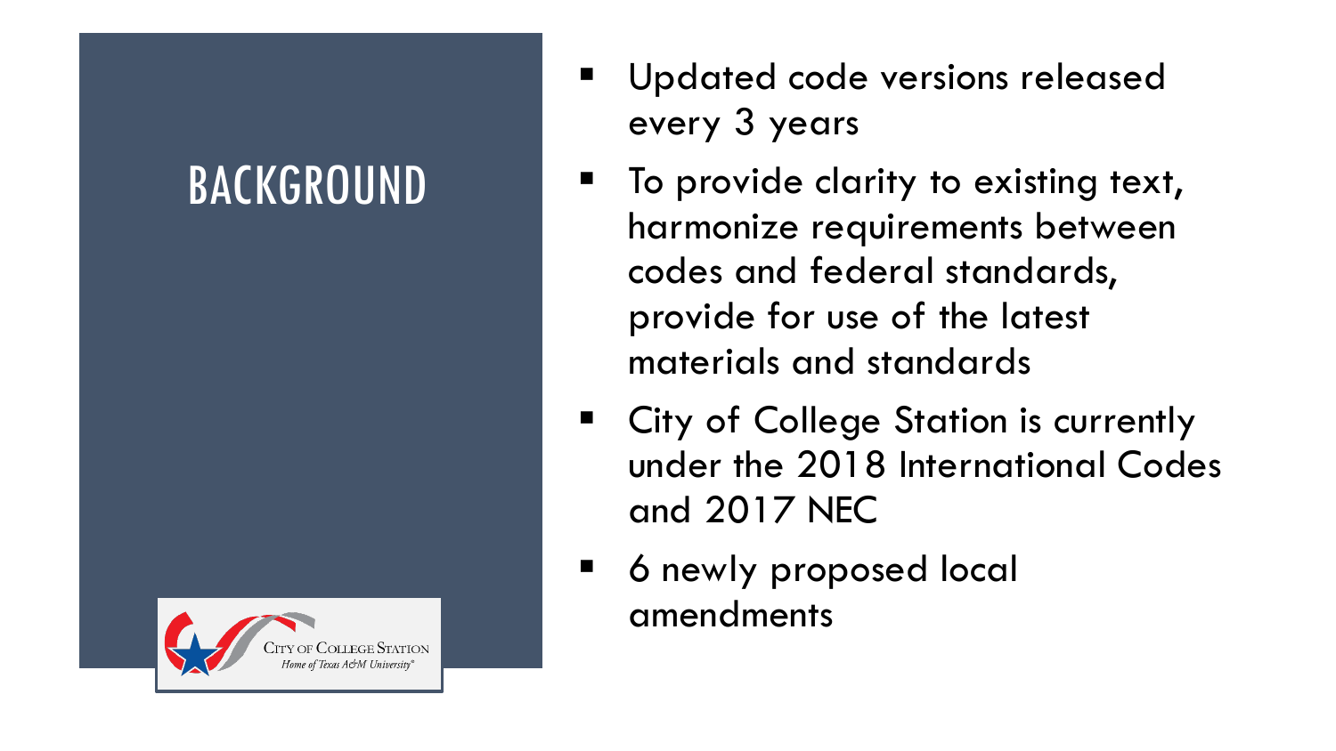# BACKGROUND

- Updated code versions released every 3 years
- To provide clarity to existing text, harmonize requirements between codes and federal standards, provide for use of the latest materials and standards
- City of College Station is currently under the 2018 International Codes and 2017 NEC
- 6 newly proposed local amendments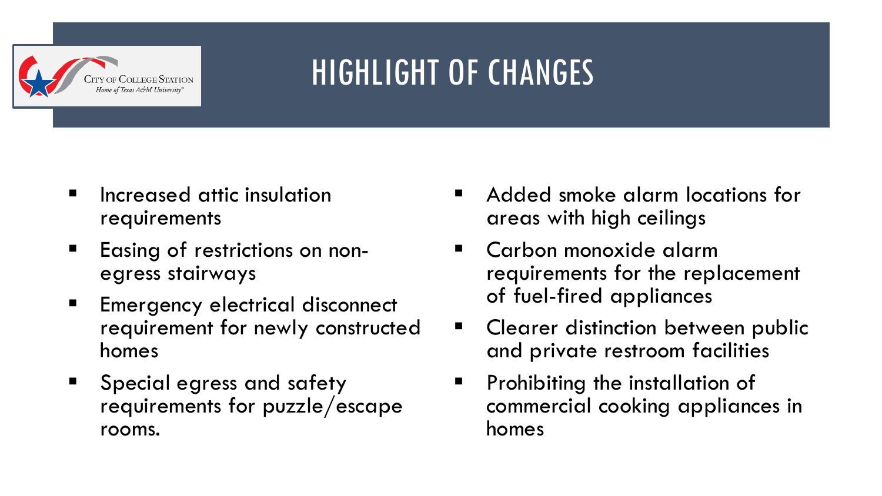# HIGHLIGHT OF CHANGES

- Increased attic insulation requirements
- Easing of restrictions on non-egress stairways
- Emergency electrical disconnect requirement for newly constructed homes
- Special egress and safety requirements for puzzle/escape rooms.
- Added smoke alarm locations for areas with high ceilings
- Carbon monoxide alarm requirements for the replacement of fuel-fired appliances
- Clearer distinction between public and private restroom facilities
- Prohibiting the installation of commercial cooking appliances in homes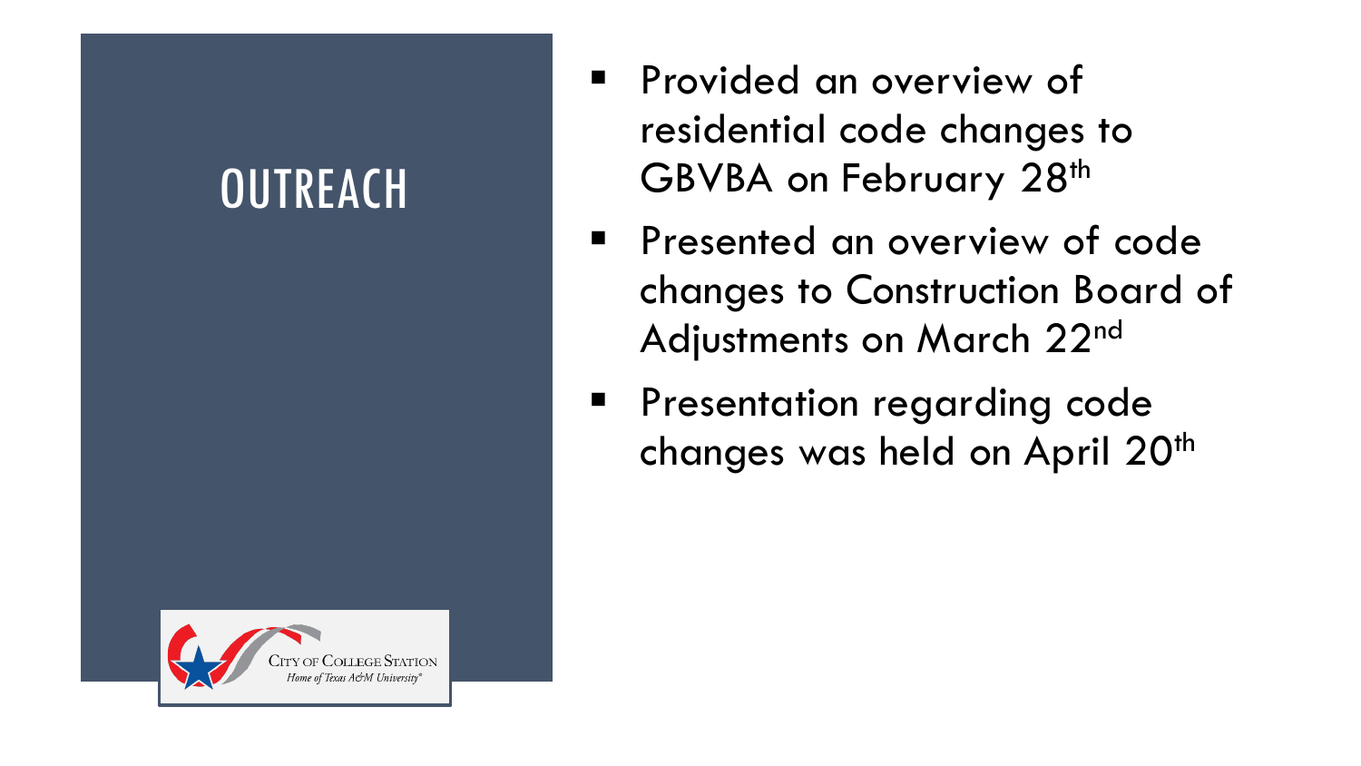# OUTREACH

- Provided an overview of residential code changes to GBVBA on February 28th
- Presented an overview of code changes to Construction Board of Adjustments on March 22nd
- Presentation regarding code changes was held on April 20th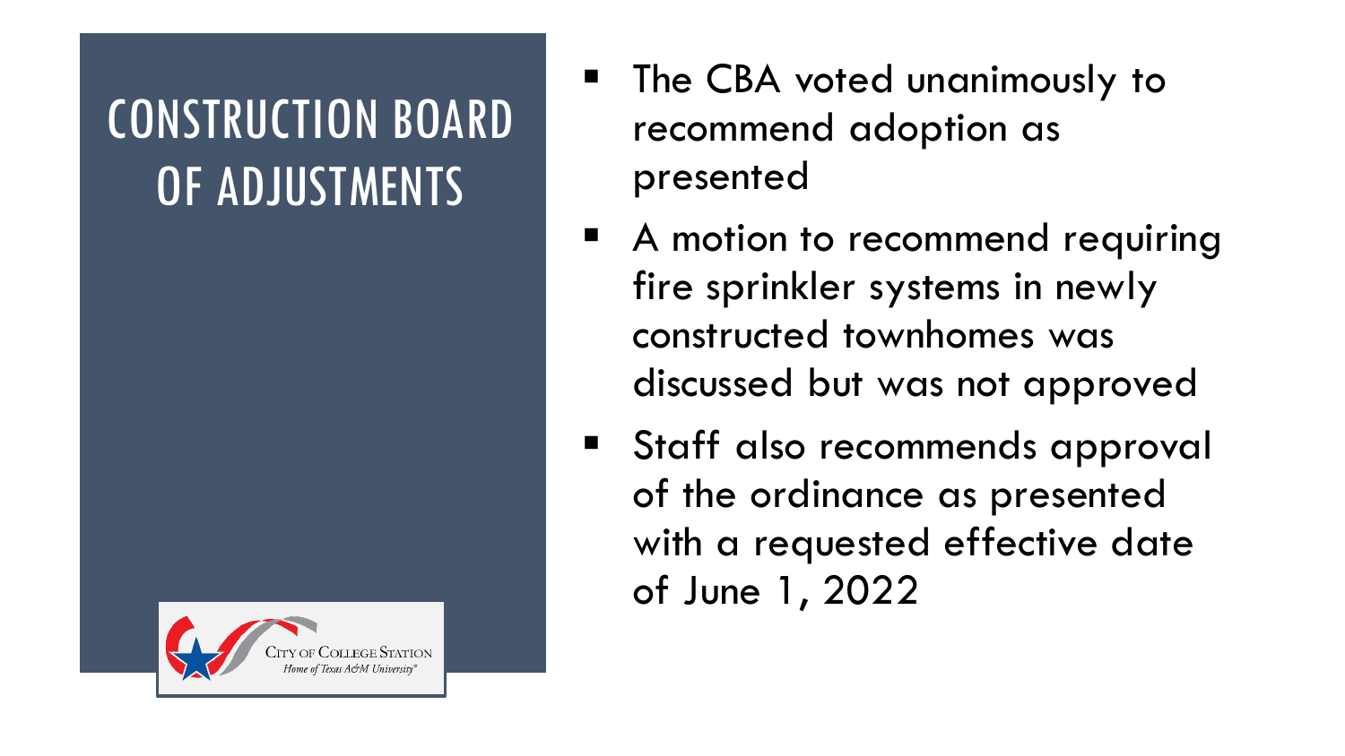# CONSTRUCTION BOARD OF ADJUSTMENTS

- The CBA voted unanimously to recommend adoption as presented
- A motion to recommend requiring fire sprinkler systems in newly constructed townhomes was discussed but was not approved
- Staff also recommends approval of the ordinance as presented with a requested effective date of June 1, 2022